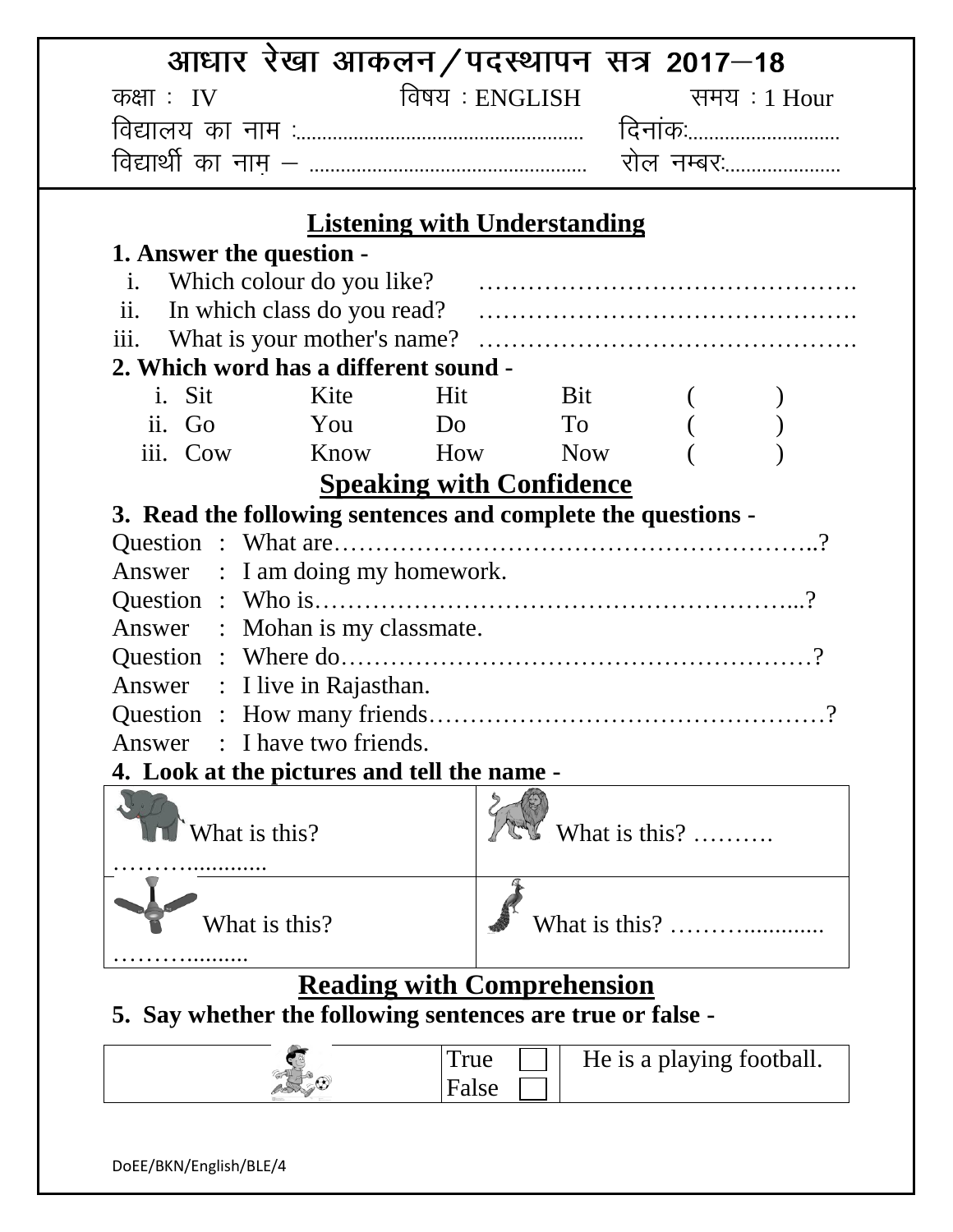# आधार रेखा आकलन/पदस्थापन सत्र 2017–18

कक्षा : IV | विषय : ENGLISH | समय : 1 Hour

विद्यालय का नाम :...................................................... दिनांकः............................

विद्यार्थी का नाम – .................................................... रोल नम्बरः......................

## Listening with Understanding

**1. Answer the question -**

i. Which colour do you like? ……………………………………….

ii. In which class do you read? ……………………………………….

iii. What is your mother's name? ……………………………………….

**2. Which word has a different sound -**

i. Sit Kite Hit Bit ( )

ii. Go You Do To ( )

iii. Cow Know How Now ( )

## Speaking with Confidence

**3. Read the following sentences and complete the questions -**

Question : What are…………………………………………………..?

Answer : I am doing my homework.

Question : Who is…………………………………………………...?

Answer : Mohan is my classmate.

Question : Where do…………………………………………………?

Answer : I live in Rajasthan.

Question : How many friends…………………………………………?

Answer : I have two friends.

**4. Look at the pictures and tell the name -**

| | |
|---|---|
| What is this? ……….............. | What is this? ………. |
| What is this? …………......... | What is this? ……….............. |

## Reading with Comprehension

**5. Say whether the following sentences are true or false -**

| | | |
|---|---|---|
| | True ☐ False ☐ | He is a playing football. |

DoEE/BKN/English/BLE/4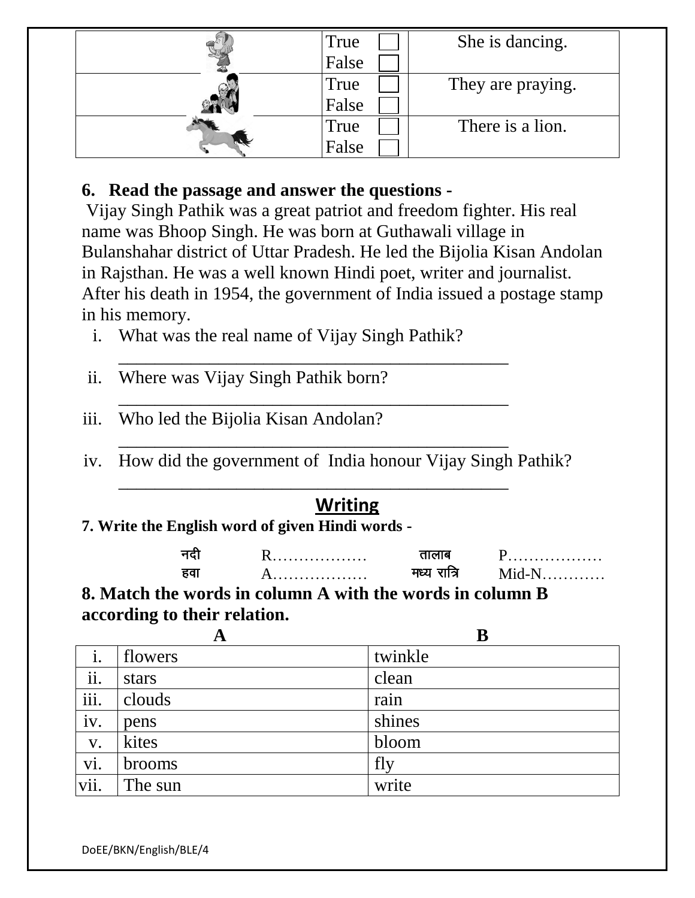| | | |
|---|---|---|
| | True ☐ False ☐ | She is dancing. |
| | True ☐ False ☐ | They are praying. |
| | True ☐ False ☐ | There is a lion. |

**6. Read the passage and answer the questions -**

Vijay Singh Pathik was a great patriot and freedom fighter. His real name was Bhoop Singh. He was born at Guthawali village in Bulanshahar district of Uttar Pradesh. He led the Bijolia Kisan Andolan in Rajsthan. He was a well known Hindi poet, writer and journalist. After his death in 1954, the government of India issued a postage stamp in his memory.

i. What was the real name of Vijay Singh Pathik?
 ___________________________________________

ii. Where was Vijay Singh Pathik born?
 ___________________________________________

iii. Who led the Bijolia Kisan Andolan?
 ___________________________________________

iv. How did the government of India honour Vijay Singh Pathik?
 ___________________________________________

## Writing

**7. Write the English word of given Hindi words -**

| | | | |
|---|---|---|---|
| नदी | R……………… | तालाब | P……………… |
| हवा | A……………… | मध्य रात्रि | Mid-N………… |

**8. Match the words in column A with the words in column B according to their relation.**

| | A | B |
|---|---|---|
| i. | flowers | twinkle |
| ii. | stars | clean |
| iii. | clouds | rain |
| iv. | pens | shines |
| v. | kites | bloom |
| vi. | brooms | fly |
| vii. | The sun | write |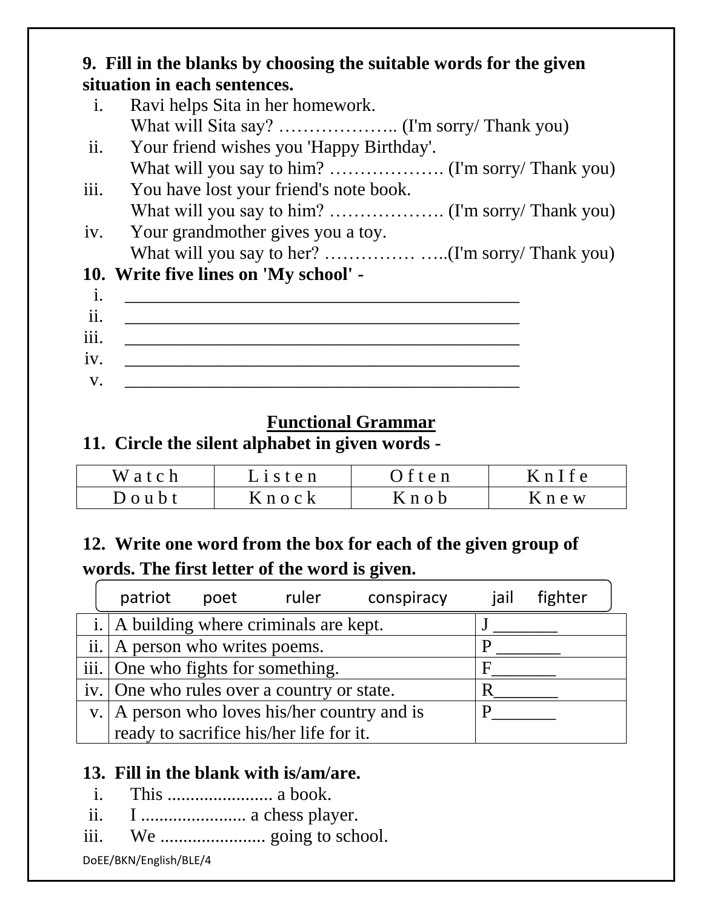**9. Fill in the blanks by choosing the suitable words for the given situation in each sentences.**

i. Ravi helps Sita in her homework.
   What will Sita say? ……………….. (I'm sorry/ Thank you)

ii. Your friend wishes you 'Happy Birthday'.
   What will you say to him? ………………. (I'm sorry/ Thank you)

iii. You have lost your friend's note book.
   What will you say to him? ………………. (I'm sorry/ Thank you)

iv. Your grandmother gives you a toy.
   What will you say to her? …………… …..(I'm sorry/ Thank you)

**10. Write five lines on 'My school' -**

i. ____________________________________________

ii. ____________________________________________

iii. ____________________________________________

iv. ____________________________________________

v. ____________________________________________

## Functional Grammar

**11. Circle the silent alphabet in given words -**

| W a t c h | L i s t e n | O f t e n | K n I f e |
|---|---|---|---|
| D o u b t | K n o c k | K n o b | K n e w |

**12. Write one word from the box for each of the given group of words. The first letter of the word is given.**

patriot    poet    ruler    conspiracy    jail    fighter

| | | |
|---|---|---|
| i. | A building where criminals are kept. | J _______ |
| ii. | A person who writes poems. | P _______ |
| iii. | One who fights for something. | F_______ |
| iv. | One who rules over a country or state. | R_______ |
| v. | A person who loves his/her country and is ready to sacrifice his/her life for it. | P_______ |

**13. Fill in the blank with is/am/are.**

i. This ....................... a book.

ii. I ....................... a chess player.

iii. We ....................... going to school.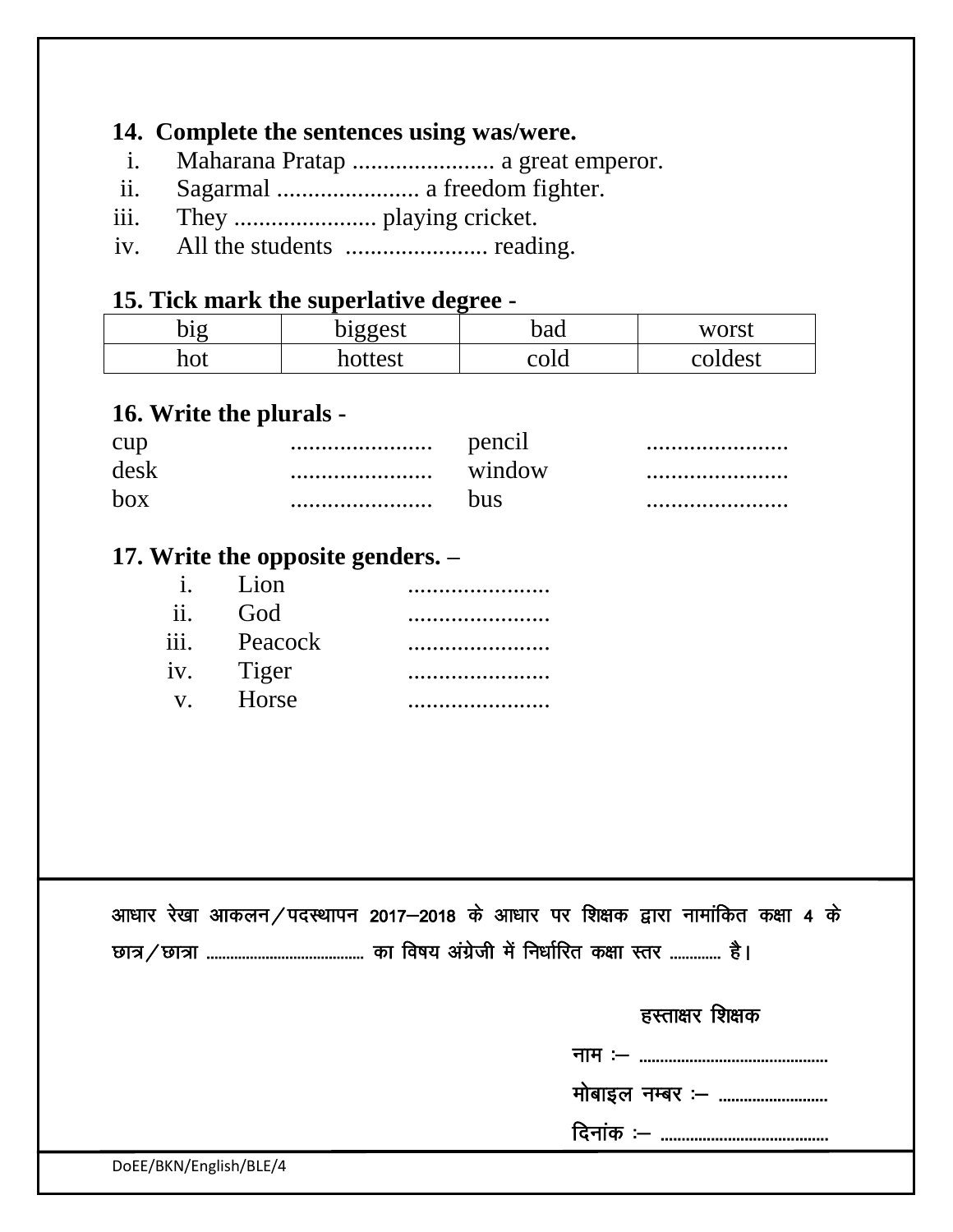**14. Complete the sentences using was/were.**

i. Maharana Pratap ....................... a great emperor.
ii. Sagarmal ....................... a freedom fighter.
iii. They ....................... playing cricket.
iv. All the students ....................... reading.

**15. Tick mark the superlative degree -**

| | | | |
|---|---|---|---|
| big | biggest | bad | worst |
| hot | hottest | cold | coldest |

**16. Write the plurals -**

| | | | |
|---|---|---|---|
| cup | ....................... | pencil | ....................... |
| desk | ....................... | window | ....................... |
| box | ....................... | bus | ....................... |

**17. Write the opposite genders. –**

i. Lion .......................
ii. God .......................
iii. Peacock .......................
iv. Tiger .......................
v. Horse .......................

आधार रेखा आकलन/पदस्थापन 2017–2018 के आधार पर शिक्षक द्वारा नामांकित कक्षा 4 के छात्र/छात्रा ....................................... का विषय अंग्रेजी में निर्धारित कक्षा स्तर ............. है।

हस्ताक्षर शिक्षक

नाम :– ............................................

मोबाइल नम्बर :– ..........................

दिनांक :– ........................................

DoEE/BKN/English/BLE/4